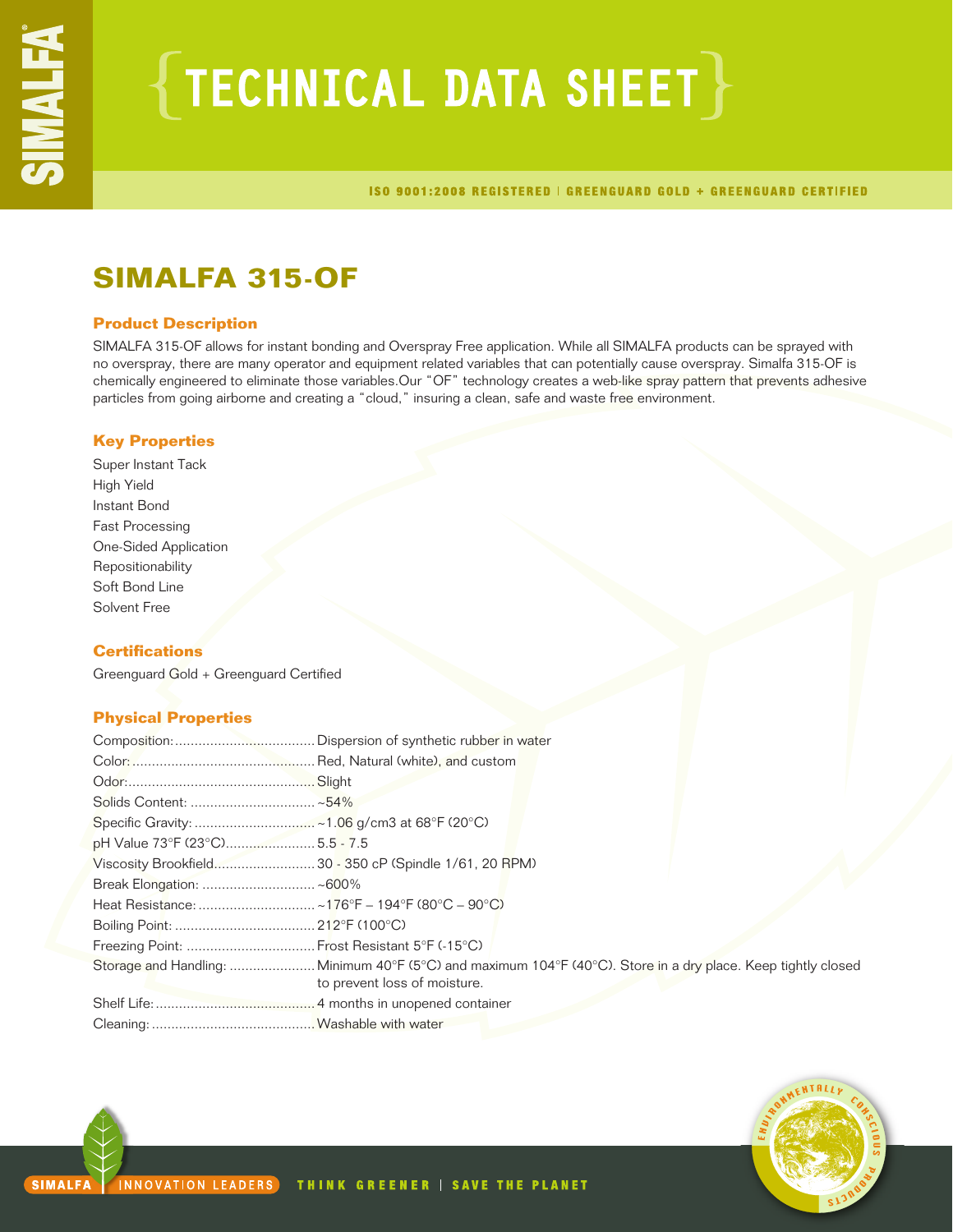# TECHNICAL DATA SHEET

ISO 9001:2008 REGISTERED | GREENGUARD GOLD + GREENGUARD CERTIFIED

## SIMALFA 315-OF

### Product Description

SIMALFA 315-OF allows for instant bonding and Overspray Free application. While all SIMALFA products can be sprayed with no overspray, there are many operator and equipment related variables that can potentially cause overspray. Simalfa 315-OF is chemically engineered to eliminate those variables.Our "OF" technology creates a web-like spray pattern that prevents adhesive particles from going airborne and creating a "cloud," insuring a clean, safe and waste free environment.

### Key Properties

Super Instant Tack
High Yield
Instant Bond
Fast Processing
One-Sided Application
Repositionability
Soft Bond Line
Solvent Free

### Certifications

Greenguard Gold + Greenguard Certified

### Physical Properties

| | |
|---|---|
| Composition: | Dispersion of synthetic rubber in water |
| Color: | Red, Natural (white), and custom |
| Odor: | Slight |
| Solids Content: | ~54% |
| Specific Gravity: | ~1.06 g/cm3 at 68°F (20°C) |
| pH Value 73°F (23°C) | 5.5 - 7.5 |
| Viscosity Brookfield | 30 - 350 cP (Spindle 1/61, 20 RPM) |
| Break Elongation: | ~600% |
| Heat Resistance: | ~176°F – 194°F (80°C – 90°C) |
| Boiling Point: | 212°F (100°C) |
| Freezing Point: | Frost Resistant 5°F (-15°C) |
| Storage and Handling: | Minimum 40°F (5°C) and maximum 104°F (40°C). Store in a dry place. Keep tightly closed to prevent loss of moisture. |
| Shelf Life: | 4 months in unopened container |
| Cleaning: | Washable with water |

SIMALFA | INNOVATION LEADERS    THINK GREENER | SAVE THE PLANET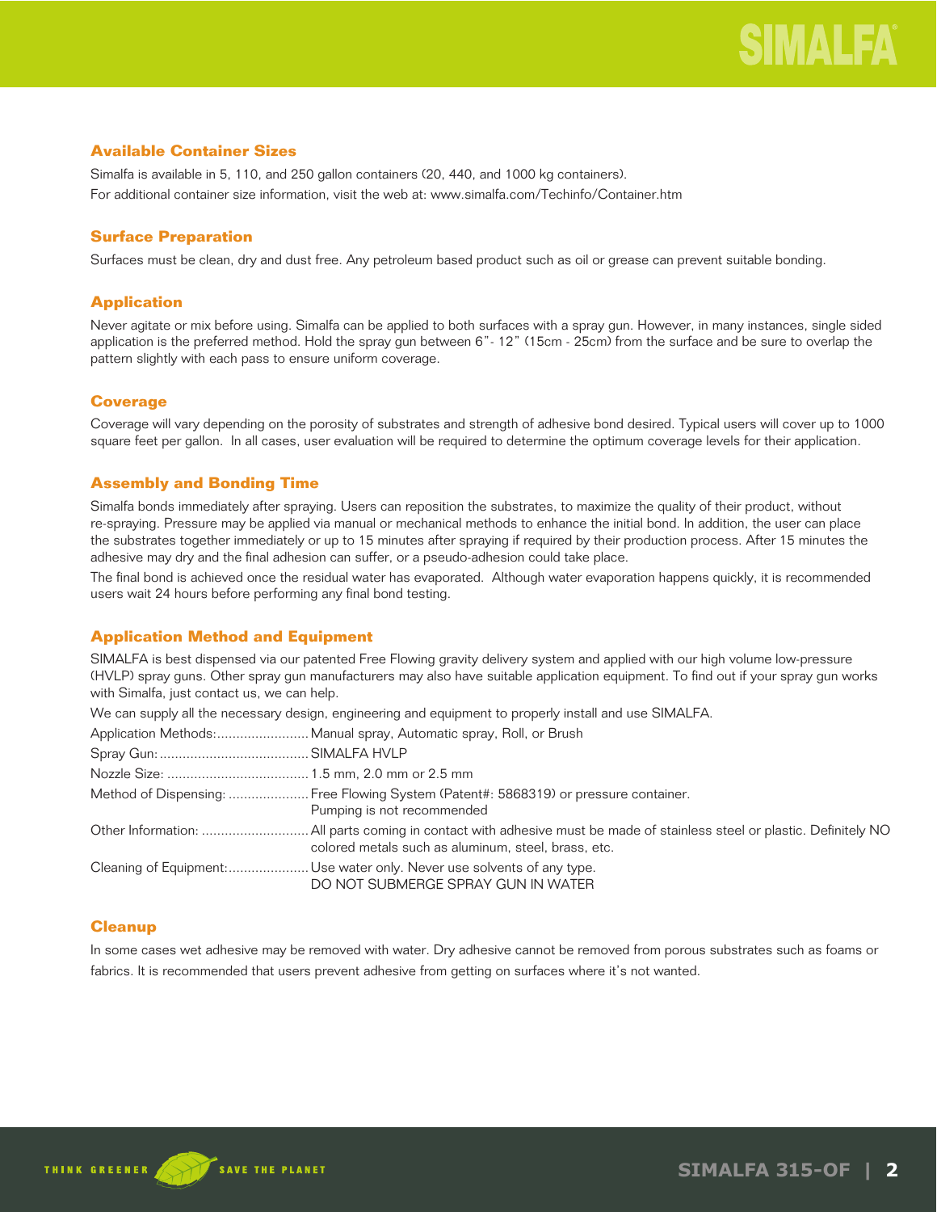## Available Container Sizes

Simalfa is available in 5, 110, and 250 gallon containers (20, 440, and 1000 kg containers).
For additional container size information, visit the web at: www.simalfa.com/Techinfo/Container.htm

## Surface Preparation

Surfaces must be clean, dry and dust free. Any petroleum based product such as oil or grease can prevent suitable bonding.

## Application

Never agitate or mix before using. Simalfa can be applied to both surfaces with a spray gun. However, in many instances, single sided application is the preferred method. Hold the spray gun between 6"- 12" (15cm - 25cm) from the surface and be sure to overlap the pattern slightly with each pass to ensure uniform coverage.

## Coverage

Coverage will vary depending on the porosity of substrates and strength of adhesive bond desired. Typical users will cover up to 1000 square feet per gallon. In all cases, user evaluation will be required to determine the optimum coverage levels for their application.

## Assembly and Bonding Time

Simalfa bonds immediately after spraying. Users can reposition the substrates, to maximize the quality of their product, without re-spraying. Pressure may be applied via manual or mechanical methods to enhance the initial bond. In addition, the user can place the substrates together immediately or up to 15 minutes after spraying if required by their production process. After 15 minutes the adhesive may dry and the final adhesion can suffer, or a pseudo-adhesion could take place.

The final bond is achieved once the residual water has evaporated. Although water evaporation happens quickly, it is recommended users wait 24 hours before performing any final bond testing.

## Application Method and Equipment

SIMALFA is best dispensed via our patented Free Flowing gravity delivery system and applied with our high volume low-pressure (HVLP) spray guns. Other spray gun manufacturers may also have suitable application equipment. To find out if your spray gun works with Simalfa, just contact us, we can help.

We can supply all the necessary design, engineering and equipment to properly install and use SIMALFA.

| | |
|---|---|
| Application Methods: | Manual spray, Automatic spray, Roll, or Brush |
| Spray Gun: | SIMALFA HVLP |
| Nozzle Size: | 1.5 mm, 2.0 mm or 2.5 mm |
| Method of Dispensing: | Free Flowing System (Patent#: 5868319) or pressure container. Pumping is not recommended |
| Other Information: | All parts coming in contact with adhesive must be made of stainless steel or plastic. Definitely NO colored metals such as aluminum, steel, brass, etc. |
| Cleaning of Equipment: | Use water only. Never use solvents of any type. DO NOT SUBMERGE SPRAY GUN IN WATER |

## Cleanup

In some cases wet adhesive may be removed with water. Dry adhesive cannot be removed from porous substrates such as foams or fabrics. It is recommended that users prevent adhesive from getting on surfaces where it's not wanted.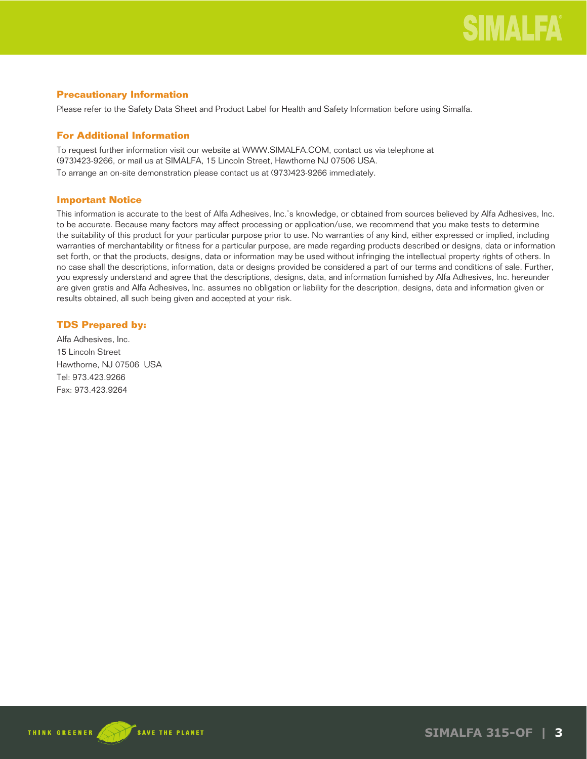## Precautionary Information

Please refer to the Safety Data Sheet and Product Label for Health and Safety Information before using Simalfa.

## For Additional Information

To request further information visit our website at WWW.SIMALFA.COM, contact us via telephone at (973)423-9266, or mail us at SIMALFA, 15 Lincoln Street, Hawthorne NJ 07506 USA.
To arrange an on-site demonstration please contact us at (973)423-9266 immediately.

## Important Notice

This information is accurate to the best of Alfa Adhesives, Inc.'s knowledge, or obtained from sources believed by Alfa Adhesives, Inc. to be accurate. Because many factors may affect processing or application/use, we recommend that you make tests to determine the suitability of this product for your particular purpose prior to use. No warranties of any kind, either expressed or implied, including warranties of merchantability or fitness for a particular purpose, are made regarding products described or designs, data or information set forth, or that the products, designs, data or information may be used without infringing the intellectual property rights of others. In no case shall the descriptions, information, data or designs provided be considered a part of our terms and conditions of sale. Further, you expressly understand and agree that the descriptions, designs, data, and information furnished by Alfa Adhesives, Inc. hereunder are given gratis and Alfa Adhesives, Inc. assumes no obligation or liability for the description, designs, data and information given or results obtained, all such being given and accepted at your risk.

## TDS Prepared by:

Alfa Adhesives, Inc.
15 Lincoln Street
Hawthorne, NJ 07506 USA
Tel: 973.423.9266
Fax: 973.423.9264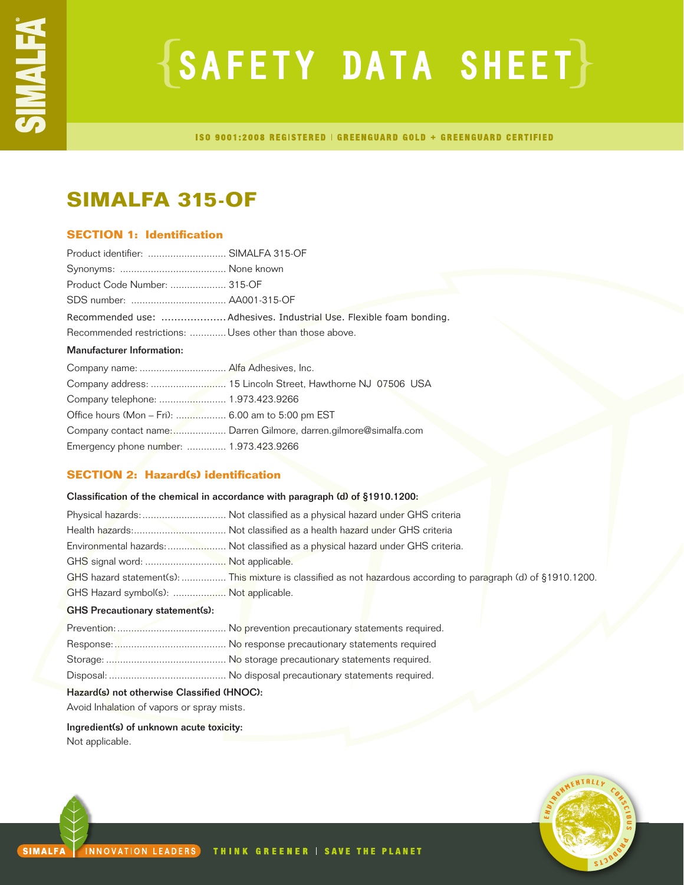# {SAFETY DATA SHEET}

ISO 9001:2008 REGISTERED | GREENGUARD GOLD + GREENGUARD CERTIFIED

## SIMALFA 315-OF

### SECTION 1: Identification

Product identifier: ............................ SIMALFA 315-OF
Synonyms: ...................................... None known
Product Code Number: .................... 315-OF
SDS number: .................................. AA001-315-OF
Recommended use: .................... Adhesives. Industrial Use. Flexible foam bonding.
Recommended restrictions: ............. Uses other than those above.

**Manufacturer Information:**

Company name: ............................... Alfa Adhesives, Inc.
Company address: ........................... 15 Lincoln Street, Hawthorne NJ 07506 USA
Company telephone: ......................... 1.973.423.9266
Office hours (Mon – Fri): .................. 6.00 am to 5:00 pm EST
Company contact name:................... Darren Gilmore, darren.gilmore@simalfa.com
Emergency phone number: .............. 1.973.423.9266

### SECTION 2: Hazard(s) identification

**Classification of the chemical in accordance with paragraph (d) of §1910.1200:**

Physical hazards:.............................. Not classified as a physical hazard under GHS criteria
Health hazards:................................. Not classified as a health hazard under GHS criteria
Environmental hazards:..................... Not classified as a physical hazard under GHS criteria.
GHS signal word: ............................. Not applicable.
GHS hazard statement(s): ................ This mixture is classified as not hazardous according to paragraph (d) of §1910.1200.
GHS Hazard symbol(s): ................... Not applicable.

**GHS Precautionary statement(s):**

Prevention: ....................................... No prevention precautionary statements required.
Response: ........................................ No response precautionary statements required
Storage: ........................................... No storage precautionary statements required.
Disposal: .......................................... No disposal precautionary statements required.

**Hazard(s) not otherwise Classified (HNOC):**

Avoid Inhalation of vapors or spray mists.

**Ingredient(s) of unknown acute toxicity:**

Not applicable.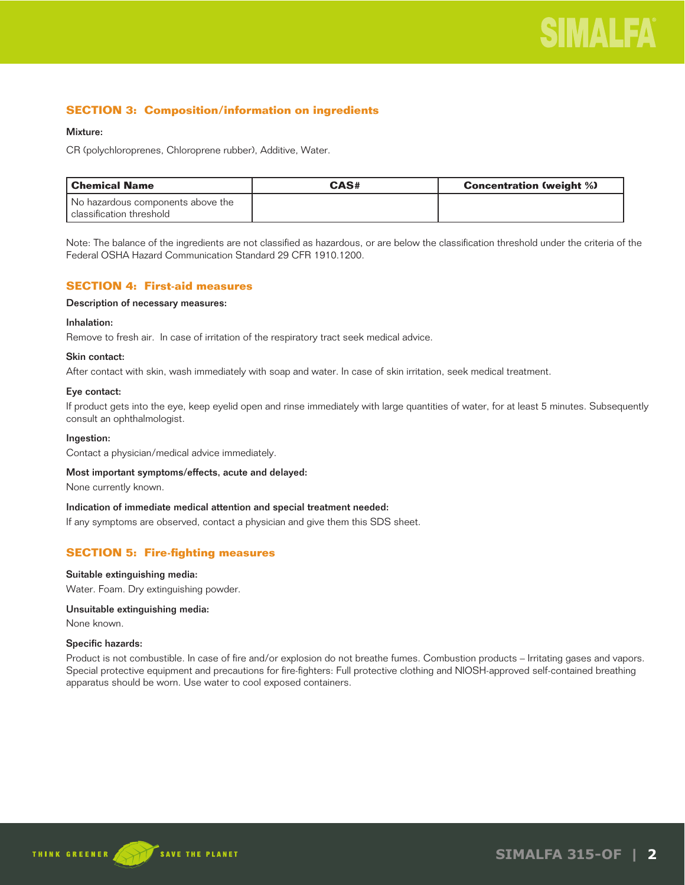## SECTION 3: Composition/information on ingredients

**Mixture:**

CR (polychloroprenes, Chloroprene rubber), Additive, Water.

| Chemical Name | CAS# | Concentration (weight %) |
|---|---|---|
| No hazardous components above the classification threshold | | |

Note: The balance of the ingredients are not classified as hazardous, or are below the classification threshold under the criteria of the Federal OSHA Hazard Communication Standard 29 CFR 1910.1200.

## SECTION 4: First-aid measures

**Description of necessary measures:**

**Inhalation:**

Remove to fresh air. In case of irritation of the respiratory tract seek medical advice.

**Skin contact:**

After contact with skin, wash immediately with soap and water. In case of skin irritation, seek medical treatment.

**Eye contact:**

If product gets into the eye, keep eyelid open and rinse immediately with large quantities of water, for at least 5 minutes. Subsequently consult an ophthalmologist.

**Ingestion:**

Contact a physician/medical advice immediately.

**Most important symptoms/effects, acute and delayed:**

None currently known.

**Indication of immediate medical attention and special treatment needed:**

If any symptoms are observed, contact a physician and give them this SDS sheet.

## SECTION 5: Fire-fighting measures

**Suitable extinguishing media:**

Water. Foam. Dry extinguishing powder.

**Unsuitable extinguishing media:**

None known.

**Specific hazards:**

Product is not combustible. In case of fire and/or explosion do not breathe fumes. Combustion products – Irritating gases and vapors. Special protective equipment and precautions for fire-fighters: Full protective clothing and NIOSH-approved self-contained breathing apparatus should be worn. Use water to cool exposed containers.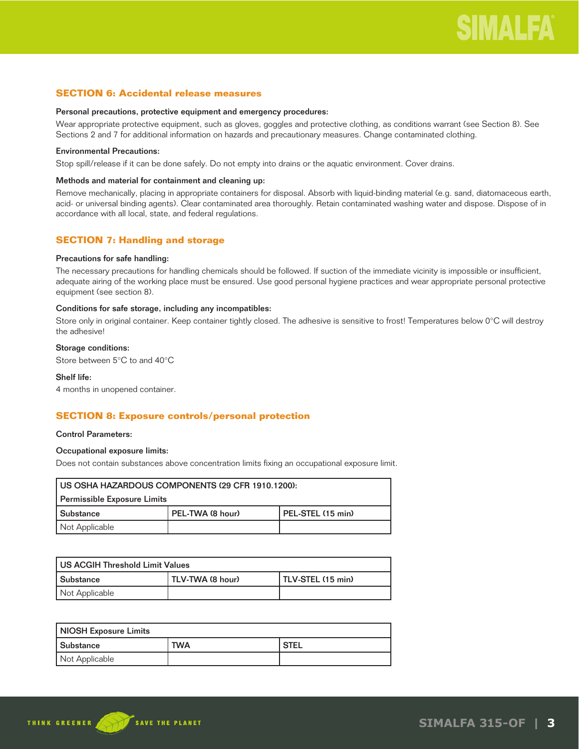## SECTION 6: Accidental release measures

**Personal precautions, protective equipment and emergency procedures:**

Wear appropriate protective equipment, such as gloves, goggles and protective clothing, as conditions warrant (see Section 8). See Sections 2 and 7 for additional information on hazards and precautionary measures. Change contaminated clothing.

**Environmental Precautions:**

Stop spill/release if it can be done safely. Do not empty into drains or the aquatic environment. Cover drains.

**Methods and material for containment and cleaning up:**

Remove mechanically, placing in appropriate containers for disposal. Absorb with liquid-binding material (e.g. sand, diatomaceous earth, acid- or universal binding agents). Clear contaminated area thoroughly. Retain contaminated washing water and dispose. Dispose of in accordance with all local, state, and federal regulations.

## SECTION 7: Handling and storage

**Precautions for safe handling:**

The necessary precautions for handling chemicals should be followed. If suction of the immediate vicinity is impossible or insufficient, adequate airing of the working place must be ensured. Use good personal hygiene practices and wear appropriate personal protective equipment (see section 8).

**Conditions for safe storage, including any incompatibles:**

Store only in original container. Keep container tightly closed. The adhesive is sensitive to frost! Temperatures below 0°C will destroy the adhesive!

**Storage conditions:**

Store between 5°C to and 40°C

**Shelf life:**

4 months in unopened container.

## SECTION 8: Exposure controls/personal protection

**Control Parameters:**

**Occupational exposure limits:**

Does not contain substances above concentration limits fixing an occupational exposure limit.

| US OSHA HAZARDOUS COMPONENTS (29 CFR 1910.1200): Permissible Exposure Limits | | |
|---|---|---|
| Substance | PEL-TWA (8 hour) | PEL-STEL (15 min) |
| Not Applicable | | |

| US ACGIH Threshold Limit Values | | |
|---|---|---|
| Substance | TLV-TWA (8 hour) | TLV-STEL (15 min) |
| Not Applicable | | |

| NIOSH Exposure Limits | | |
|---|---|---|
| Substance | TWA | STEL |
| Not Applicable | | |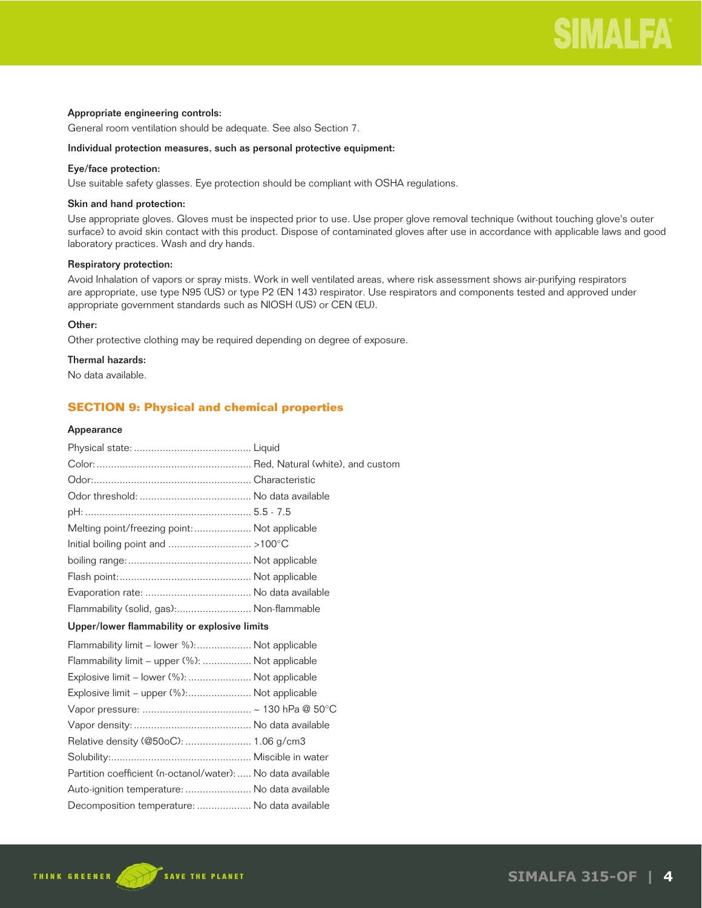**Appropriate engineering controls:**

General room ventilation should be adequate. See also Section 7.

**Individual protection measures, such as personal protective equipment:**

**Eye/face protection:**

Use suitable safety glasses. Eye protection should be compliant with OSHA regulations.

**Skin and hand protection:**

Use appropriate gloves. Gloves must be inspected prior to use. Use proper glove removal technique (without touching glove's outer surface) to avoid skin contact with this product. Dispose of contaminated gloves after use in accordance with applicable laws and good laboratory practices. Wash and dry hands.

**Respiratory protection:**

Avoid Inhalation of vapors or spray mists. Work in well ventilated areas, where risk assessment shows air-purifying respirators are appropriate, use type N95 (US) or type P2 (EN 143) respirator. Use respirators and components tested and approved under appropriate government standards such as NIOSH (US) or CEN (EU).

**Other:**

Other protective clothing may be required depending on degree of exposure.

**Thermal hazards:**

No data available.

## SECTION 9: Physical and chemical properties

**Appearance**

Physical state: ......................................... Liquid
Color: ...................................................... Red, Natural (white), and custom
Odor: ....................................................... Characteristic
Odor threshold: ....................................... No data available
pH: .......................................................... 5.5 - 7.5
Melting point/freezing point: .................... Not applicable
Initial boiling point and ............................ >100°C
boiling range: ........................................... Not applicable
Flash point: .............................................. Not applicable
Evaporation rate: ..................................... No data available
Flammability (solid, gas): .......................... Non-flammable

**Upper/lower flammability or explosive limits**

Flammability limit – lower %): ................... Not applicable
Flammability limit – upper (%): ................. Not applicable
Explosive limit – lower (%): ...................... Not applicable
Explosive limit – upper (%): ...................... Not applicable
Vapor pressure: ...................................... ~ 130 hPa @ 50°C
Vapor density: ......................................... No data available
Relative density (@50oC): ....................... 1.06 g/cm3
Solubility: ................................................. Miscible in water
Partition coefficient (n-octanol/water): ..... No data available
Auto-ignition temperature: ....................... No data available
Decomposition temperature: ................... No data available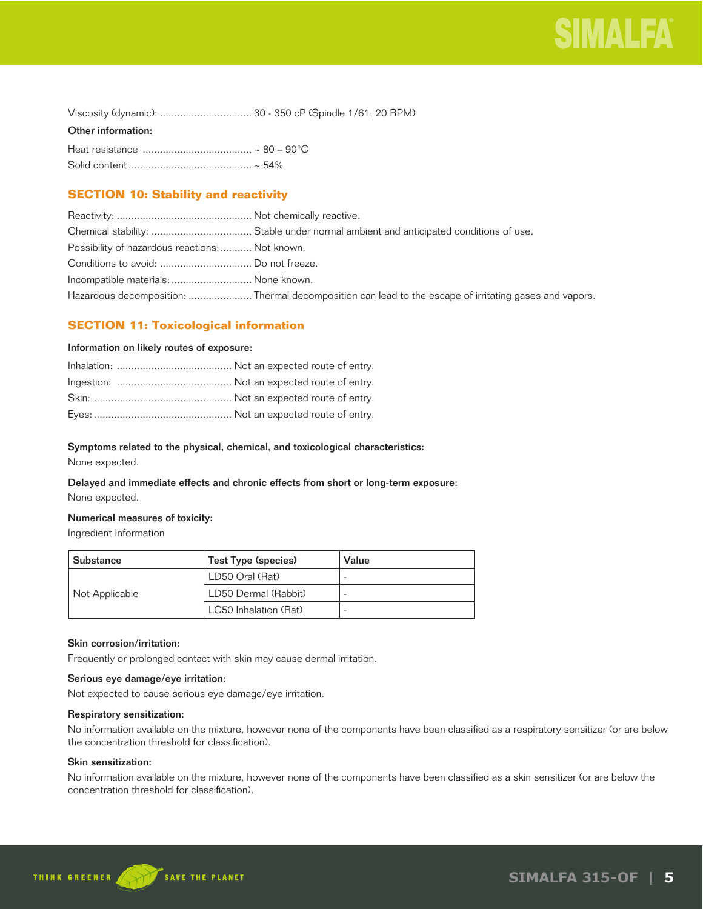Viscosity (dynamic): ................................ 30 - 350 cP (Spindle 1/61, 20 RPM)

**Other information:**

Heat resistance ...................................... ~ 80 – 90°C
Solid content ........................................... ~ 54%

## SECTION 10: Stability and reactivity

Reactivity: ............................................... Not chemically reactive.
Chemical stability: ................................... Stable under normal ambient and anticipated conditions of use.
Possibility of hazardous reactions: ........... Not known.
Conditions to avoid: ................................ Do not freeze.
Incompatible materials: ............................ None known.
Hazardous decomposition: ...................... Thermal decomposition can lead to the escape of irritating gases and vapors.

## SECTION 11: Toxicological information

**Information on likely routes of exposure:**

Inhalation: ........................................ Not an expected route of entry.
Ingestion: ........................................ Not an expected route of entry.
Skin: ................................................ Not an expected route of entry.
Eyes: ................................................ Not an expected route of entry.

**Symptoms related to the physical, chemical, and toxicological characteristics:**

None expected.

**Delayed and immediate effects and chronic effects from short or long-term exposure:**

None expected.

**Numerical measures of toxicity:**

Ingredient Information

| Substance | Test Type (species) | Value |
|---|---|---|
| Not Applicable | LD50 Oral (Rat) | - |
| | LD50 Dermal (Rabbit) | - |
| | LC50 Inhalation (Rat) | - |

**Skin corrosion/irritation:**

Frequently or prolonged contact with skin may cause dermal irritation.

**Serious eye damage/eye irritation:**

Not expected to cause serious eye damage/eye irritation.

**Respiratory sensitization:**

No information available on the mixture, however none of the components have been classified as a respiratory sensitizer (or are below the concentration threshold for classification).

**Skin sensitization:**

No information available on the mixture, however none of the components have been classified as a skin sensitizer (or are below the concentration threshold for classification).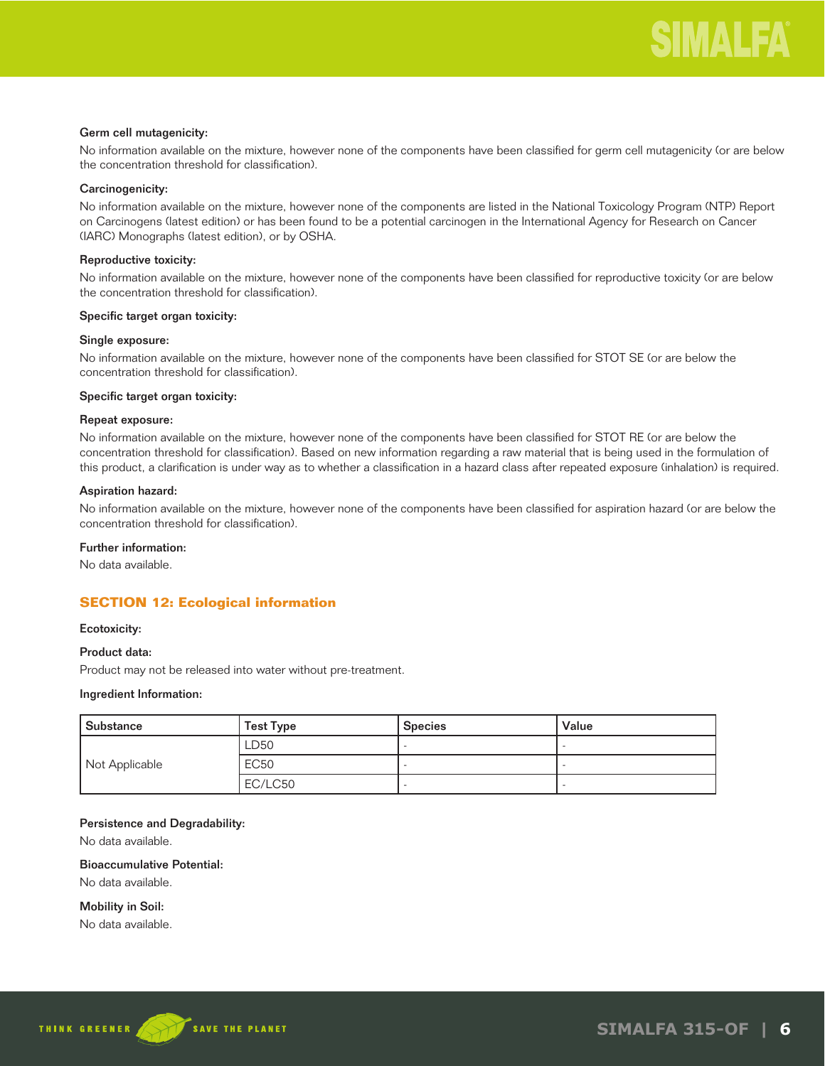**Germ cell mutagenicity:**

No information available on the mixture, however none of the components have been classified for germ cell mutagenicity (or are below the concentration threshold for classification).

**Carcinogenicity:**

No information available on the mixture, however none of the components are listed in the National Toxicology Program (NTP) Report on Carcinogens (latest edition) or has been found to be a potential carcinogen in the International Agency for Research on Cancer (IARC) Monographs (latest edition), or by OSHA.

**Reproductive toxicity:**

No information available on the mixture, however none of the components have been classified for reproductive toxicity (or are below the concentration threshold for classification).

**Specific target organ toxicity:**

**Single exposure:**

No information available on the mixture, however none of the components have been classified for STOT SE (or are below the concentration threshold for classification).

**Specific target organ toxicity:**

**Repeat exposure:**

No information available on the mixture, however none of the components have been classified for STOT RE (or are below the concentration threshold for classification). Based on new information regarding a raw material that is being used in the formulation of this product, a clarification is under way as to whether a classification in a hazard class after repeated exposure (inhalation) is required.

**Aspiration hazard:**

No information available on the mixture, however none of the components have been classified for aspiration hazard (or are below the concentration threshold for classification).

**Further information:**

No data available.

## SECTION 12: Ecological information

**Ecotoxicity:**

**Product data:**

Product may not be released into water without pre-treatment.

**Ingredient Information:**

| Substance | Test Type | Species | Value |
|---|---|---|---|
| Not Applicable | LD50 | - | - |
| | EC50 | - | - |
| | EC/LC50 | - | - |

**Persistence and Degradability:**

No data available.

**Bioaccumulative Potential:**

No data available.

**Mobility in Soil:**

No data available.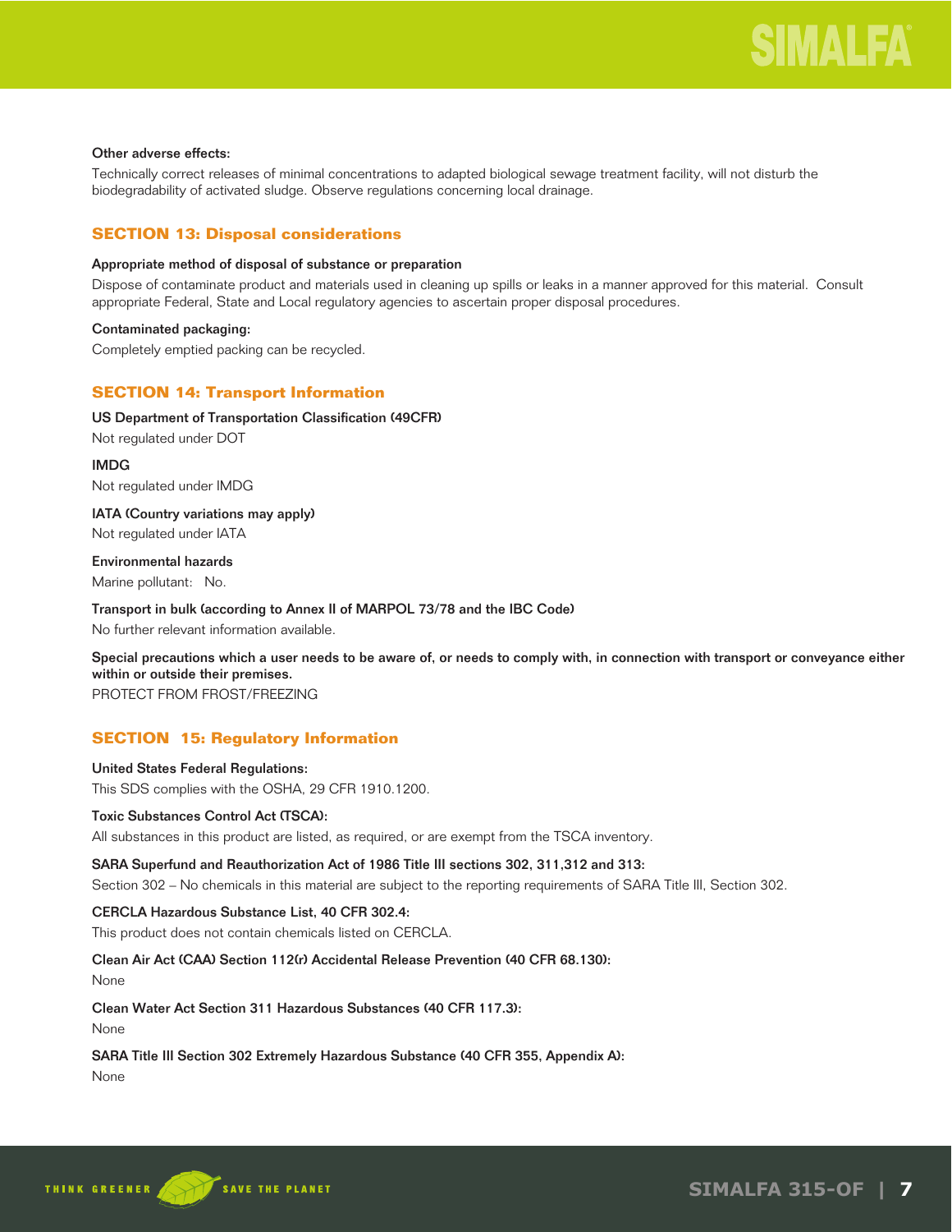**Other adverse effects:**

Technically correct releases of minimal concentrations to adapted biological sewage treatment facility, will not disturb the biodegradability of activated sludge. Observe regulations concerning local drainage.

## SECTION 13: Disposal considerations

**Appropriate method of disposal of substance or preparation**

Dispose of contaminate product and materials used in cleaning up spills or leaks in a manner approved for this material. Consult appropriate Federal, State and Local regulatory agencies to ascertain proper disposal procedures.

**Contaminated packaging:**

Completely emptied packing can be recycled.

## SECTION 14: Transport Information

**US Department of Transportation Classification (49CFR)**

Not regulated under DOT

**IMDG**

Not regulated under IMDG

**IATA (Country variations may apply)**

Not regulated under IATA

**Environmental hazards**

Marine pollutant: No.

**Transport in bulk (according to Annex II of MARPOL 73/78 and the IBC Code)**

No further relevant information available.

**Special precautions which a user needs to be aware of, or needs to comply with, in connection with transport or conveyance either within or outside their premises.**

PROTECT FROM FROST/FREEZING

## SECTION 15: Regulatory Information

**United States Federal Regulations:**

This SDS complies with the OSHA, 29 CFR 1910.1200.

**Toxic Substances Control Act (TSCA):**

All substances in this product are listed, as required, or are exempt from the TSCA inventory.

**SARA Superfund and Reauthorization Act of 1986 Title III sections 302, 311,312 and 313:**

Section 302 – No chemicals in this material are subject to the reporting requirements of SARA Title III, Section 302.

**CERCLA Hazardous Substance List, 40 CFR 302.4:**

This product does not contain chemicals listed on CERCLA.

**Clean Air Act (CAA) Section 112(r) Accidental Release Prevention (40 CFR 68.130):**

None

**Clean Water Act Section 311 Hazardous Substances (40 CFR 117.3):**

None

**SARA Title III Section 302 Extremely Hazardous Substance (40 CFR 355, Appendix A):**

None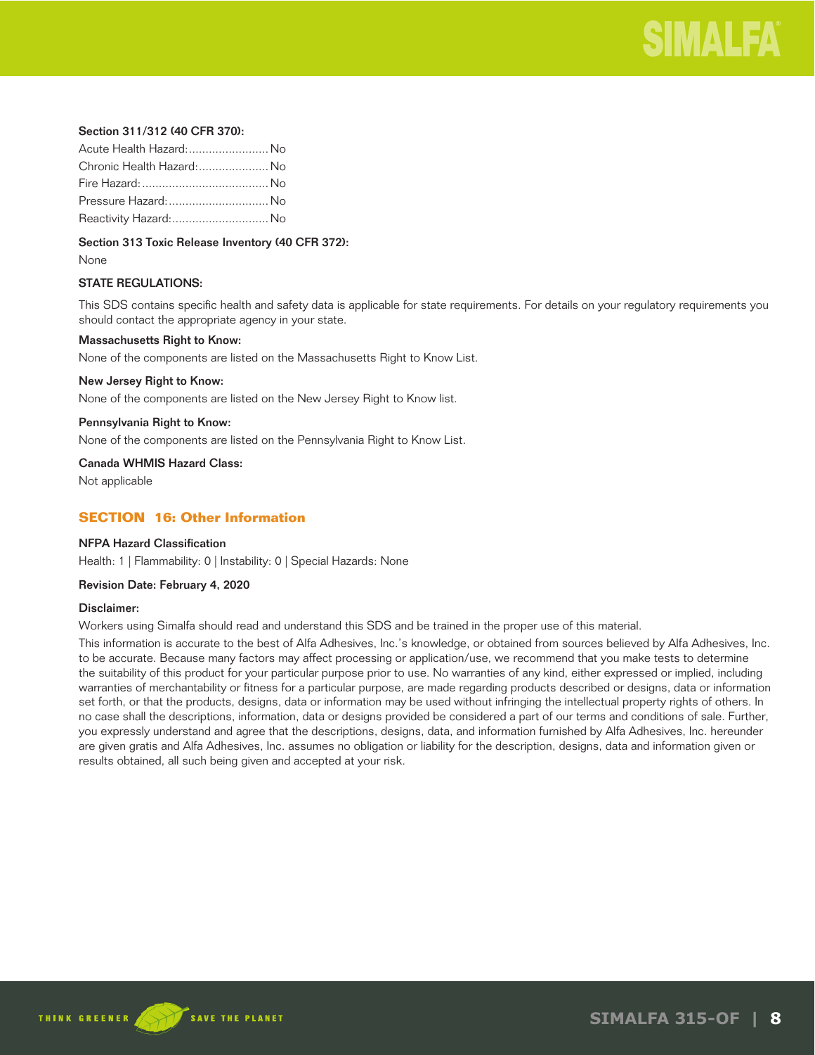**Section 311/312 (40 CFR 370):**

Acute Health Hazard:........................No
Chronic Health Hazard:.....................No
Fire Hazard:.......................................No
Pressure Hazard:...............................No
Reactivity Hazard:.............................No

**Section 313 Toxic Release Inventory (40 CFR 372):**

None

**STATE REGULATIONS:**

This SDS contains specific health and safety data is applicable for state requirements. For details on your regulatory requirements you should contact the appropriate agency in your state.

**Massachusetts Right to Know:**

None of the components are listed on the Massachusetts Right to Know List.

**New Jersey Right to Know:**

None of the components are listed on the New Jersey Right to Know list.

**Pennsylvania Right to Know:**

None of the components are listed on the Pennsylvania Right to Know List.

**Canada WHMIS Hazard Class:**

Not applicable

## SECTION 16: Other Information

**NFPA Hazard Classification**

Health: 1 | Flammability: 0 | Instability: 0 | Special Hazards: None

**Revision Date: February 4, 2020**

**Disclaimer:**

Workers using Simalfa should read and understand this SDS and be trained in the proper use of this material.

This information is accurate to the best of Alfa Adhesives, Inc.'s knowledge, or obtained from sources believed by Alfa Adhesives, Inc. to be accurate. Because many factors may affect processing or application/use, we recommend that you make tests to determine the suitability of this product for your particular purpose prior to use. No warranties of any kind, either expressed or implied, including warranties of merchantability or fitness for a particular purpose, are made regarding products described or designs, data or information set forth, or that the products, designs, data or information may be used without infringing the intellectual property rights of others. In no case shall the descriptions, information, data or designs provided be considered a part of our terms and conditions of sale. Further, you expressly understand and agree that the descriptions, designs, data, and information furnished by Alfa Adhesives, Inc. hereunder are given gratis and Alfa Adhesives, Inc. assumes no obligation or liability for the description, designs, data and information given or results obtained, all such being given and accepted at your risk.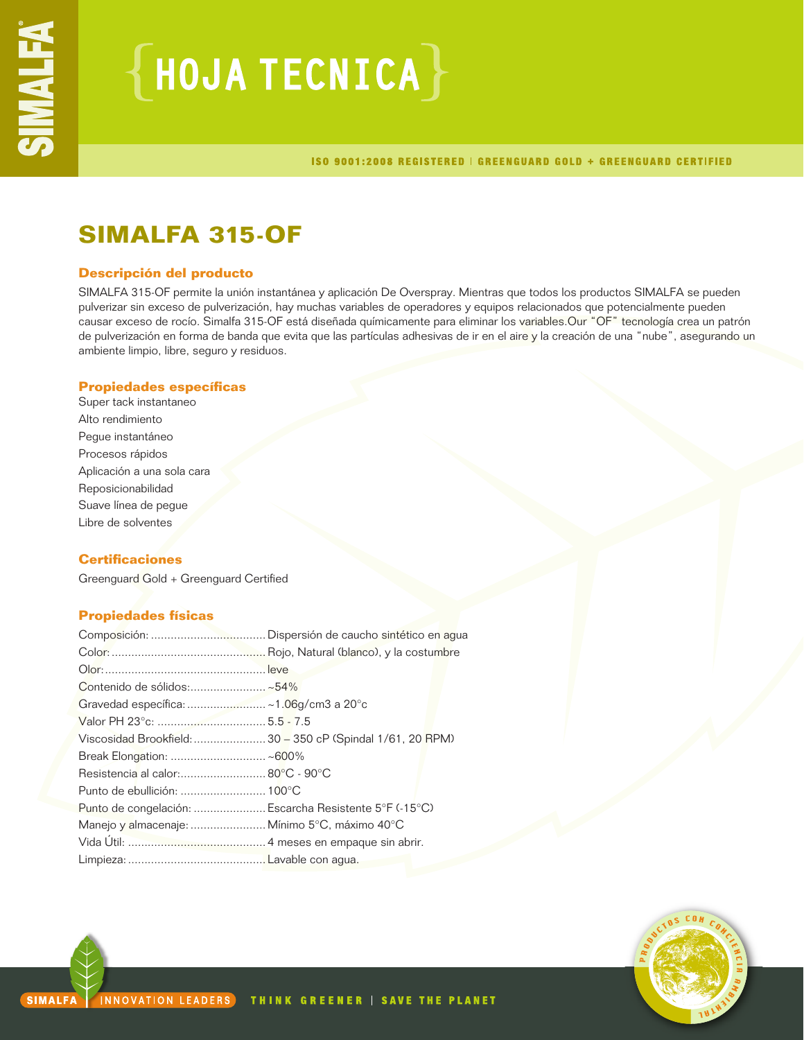# {HOJA TECNICA}

ISO 9001:2008 REGISTERED | GREENGUARD GOLD + GREENGUARD CERTIFIED

## SIMALFA 315-OF

### Descripción del producto

SIMALFA 315-OF permite la unión instantánea y aplicación De Overspray. Mientras que todos los productos SIMALFA se pueden pulverizar sin exceso de pulverización, hay muchas variables de operadores y equipos relacionados que potencialmente pueden causar exceso de rocío. Simalfa 315-OF está diseñada químicamente para eliminar los variables.Our "OF" tecnología crea un patrón de pulverización en forma de banda que evita que las partículas adhesivas de ir en el aire y la creación de una "nube", asegurando un ambiente limpio, libre, seguro y residuos.

### Propiedades específicas

Super tack instantaneo
Alto rendimiento
Pegue instantáneo
Procesos rápidos
Aplicación a una sola cara
Reposicionabilidad
Suave línea de pegue
Libre de solventes

### Certificaciones

Greenguard Gold + Greenguard Certified

### Propiedades físicas

| | |
|---|---|
| Composición: | Dispersión de caucho sintético en agua |
| Color: | Rojo, Natural (blanco), y la costumbre |
| Olor: | leve |
| Contenido de sólidos: | ~54% |
| Gravedad específica: | ~1.06g/cm3 a 20°c |
| Valor PH 23°c: | 5.5 - 7.5 |
| Viscosidad Brookfield: | 30 – 350 cP (Spindal 1/61, 20 RPM) |
| Break Elongation: | ~600% |
| Resistencia al calor: | 80°C - 90°C |
| Punto de ebullición: | 100°C |
| Punto de congelación: | Escarcha Resistente 5°F (-15°C) |
| Manejo y almacenaje: | Mínimo 5°C, máximo 40°C |
| Vida Útil: | 4 meses en empaque sin abrir. |
| Limpieza: | Lavable con agua. |

SIMALFA | INNOVATION LEADERS THINK GREENER | SAVE THE PLANET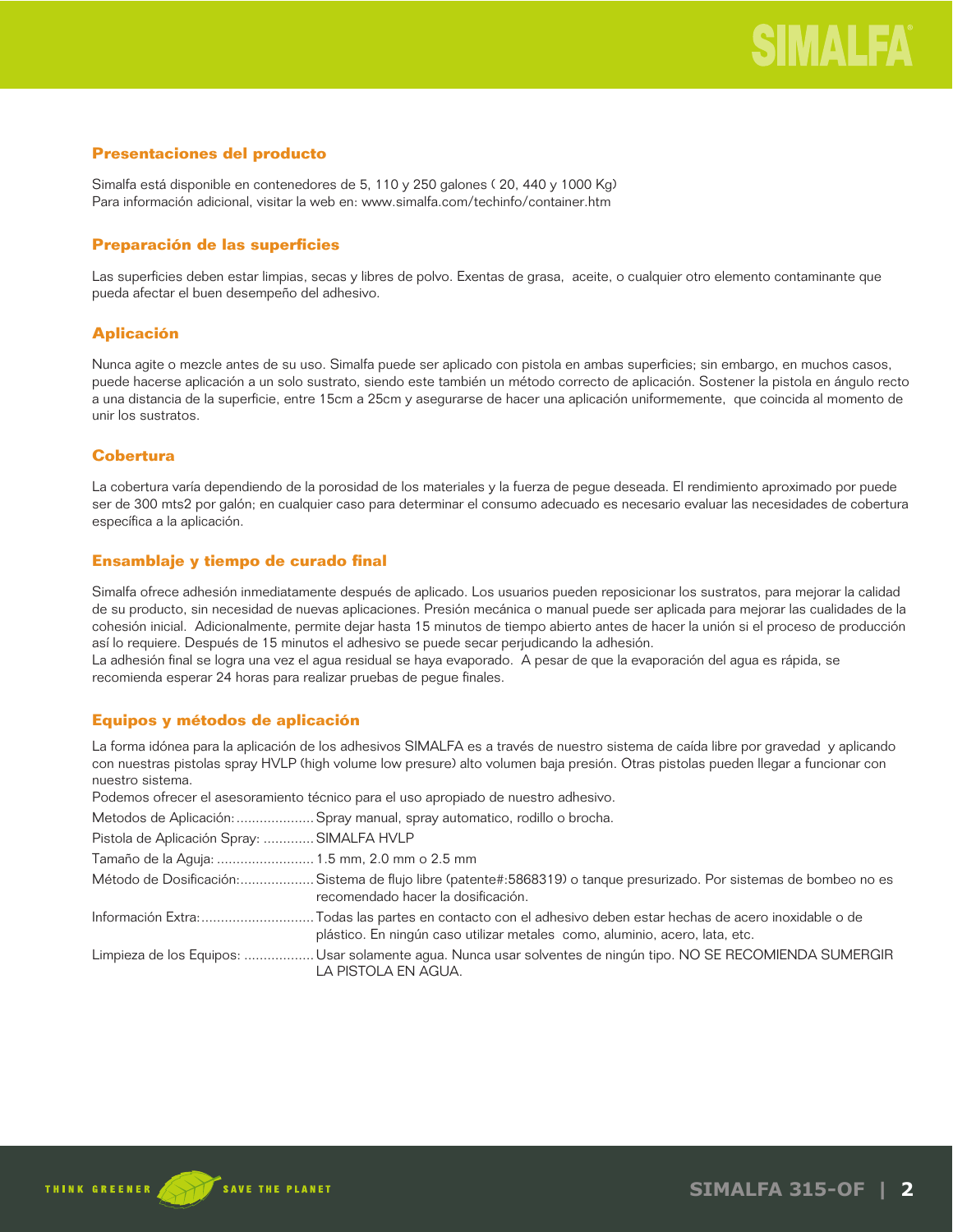## Presentaciones del producto

Simalfa está disponible en contenedores de 5, 110 y 250 galones ( 20, 440 y 1000 Kg)
Para información adicional, visitar la web en: www.simalfa.com/techinfo/container.htm

## Preparación de las superficies

Las superficies deben estar limpias, secas y libres de polvo. Exentas de grasa, aceite, o cualquier otro elemento contaminante que pueda afectar el buen desempeño del adhesivo.

## Aplicación

Nunca agite o mezcle antes de su uso. Simalfa puede ser aplicado con pistola en ambas superficies; sin embargo, en muchos casos, puede hacerse aplicación a un solo sustrato, siendo este también un método correcto de aplicación. Sostener la pistola en ángulo recto a una distancia de la superficie, entre 15cm a 25cm y asegurarse de hacer una aplicación uniformemente, que coincida al momento de unir los sustratos.

## Cobertura

La cobertura varía dependiendo de la porosidad de los materiales y la fuerza de pegue deseada. El rendimiento aproximado por puede ser de 300 mts2 por galón; en cualquier caso para determinar el consumo adecuado es necesario evaluar las necesidades de cobertura específica a la aplicación.

## Ensamblaje y tiempo de curado final

Simalfa ofrece adhesión inmediatamente después de aplicado. Los usuarios pueden reposicionar los sustratos, para mejorar la calidad de su producto, sin necesidad de nuevas aplicaciones. Presión mecánica o manual puede ser aplicada para mejorar las cualidades de la cohesión inicial. Adicionalmente, permite dejar hasta 15 minutos de tiempo abierto antes de hacer la unión si el proceso de producción así lo requiere. Después de 15 minutos el adhesivo se puede secar perjudicando la adhesión.
La adhesión final se logra una vez el agua residual se haya evaporado. A pesar de que la evaporación del agua es rápida, se recomienda esperar 24 horas para realizar pruebas de pegue finales.

## Equipos y métodos de aplicación

La forma idónea para la aplicación de los adhesivos SIMALFA es a través de nuestro sistema de caída libre por gravedad y aplicando con nuestras pistolas spray HVLP (high volume low presure) alto volumen baja presión. Otras pistolas pueden llegar a funcionar con nuestro sistema.
Podemos ofrecer el asesoramiento técnico para el uso apropiado de nuestro adhesivo.

Metodos de Aplicación:.................... Spray manual, spray automatico, rodillo o brocha.

Pistola de Aplicación Spray: ............. SIMALFA HVLP

Tamaño de la Aguja: ......................... 1.5 mm, 2.0 mm o 2.5 mm

Método de Dosificación:................... Sistema de flujo libre (patente#:5868319) o tanque presurizado. Por sistemas de bombeo no es recomendado hacer la dosificación.

Información Extra:............................. Todas las partes en contacto con el adhesivo deben estar hechas de acero inoxidable o de plástico. En ningún caso utilizar metales como, aluminio, acero, lata, etc.

Limpieza de los Equipos: .................. Usar solamente agua. Nunca usar solventes de ningún tipo. NO SE RECOMIENDA SUMERGIR LA PISTOLA EN AGUA.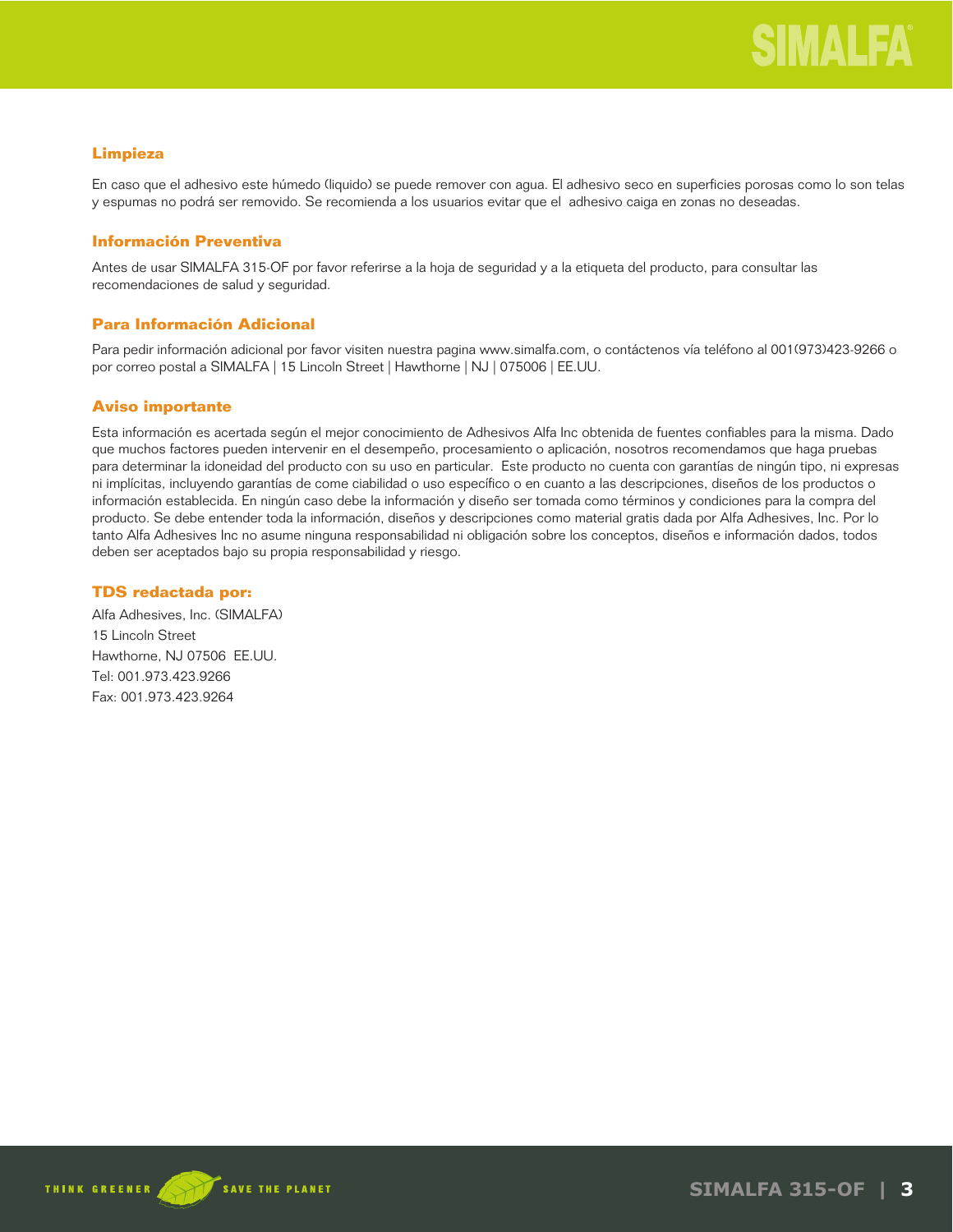## Limpieza

En caso que el adhesivo este húmedo (liquido) se puede remover con agua. El adhesivo seco en superficies porosas como lo son telas y espumas no podrá ser removido. Se recomienda a los usuarios evitar que el adhesivo caiga en zonas no deseadas.

## Información Preventiva

Antes de usar SIMALFA 315-OF por favor referirse a la hoja de seguridad y a la etiqueta del producto, para consultar las recomendaciones de salud y seguridad.

## Para Información Adicional

Para pedir información adicional por favor visiten nuestra pagina www.simalfa.com, o contáctenos vía teléfono al 001(973)423-9266 o por correo postal a SIMALFA | 15 Lincoln Street | Hawthorne | NJ | 075006 | EE.UU.

## Aviso importante

Esta información es acertada según el mejor conocimiento de Adhesivos Alfa Inc obtenida de fuentes confiables para la misma. Dado que muchos factores pueden intervenir en el desempeño, procesamiento o aplicación, nosotros recomendamos que haga pruebas para determinar la idoneidad del producto con su uso en particular. Este producto no cuenta con garantías de ningún tipo, ni expresas ni implícitas, incluyendo garantías de come ciabilidad o uso específico o en cuanto a las descripciones, diseños de los productos o información establecida. En ningún caso debe la información y diseño ser tomada como términos y condiciones para la compra del producto. Se debe entender toda la información, diseños y descripciones como material gratis dada por Alfa Adhesives, Inc. Por lo tanto Alfa Adhesives Inc no asume ninguna responsabilidad ni obligación sobre los conceptos, diseños e información dados, todos deben ser aceptados bajo su propia responsabilidad y riesgo.

## TDS redactada por:

Alfa Adhesives, Inc. (SIMALFA)
15 Lincoln Street
Hawthorne, NJ 07506 EE.UU.
Tel: 001.973.423.9266
Fax: 001.973.423.9264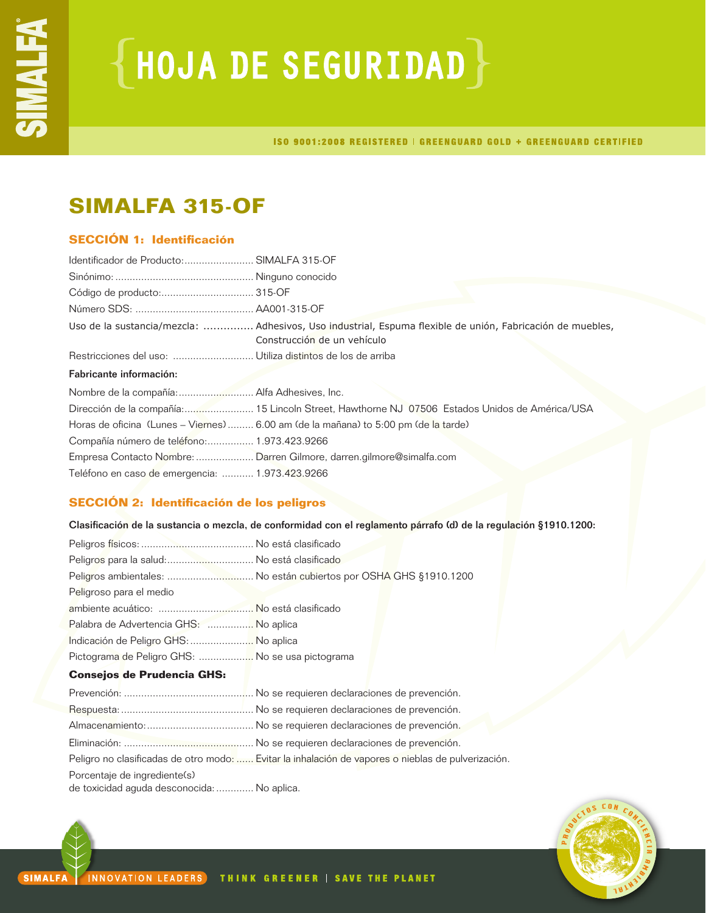# HOJA DE SEGURIDAD

ISO 9001:2008 REGISTERED | GREENGUARD GOLD + GREENGUARD CERTIFIED

## SIMALFA 315-OF

### SECCIÓN 1: Identificación

Identificador de Producto:........................ SIMALFA 315-OF
Sinónimo: ................................................ Ninguno conocido
Código de producto:................................ 315-OF
Número SDS: ......................................... AA001-315-OF
Uso de la sustancia/mezcla: .............. Adhesivos, Uso industrial, Espuma flexible de unión, Fabricación de muebles, Construcción de un vehículo
Restricciones del uso: ............................ Utiliza distintos de los de arriba

**Fabricante información:**

Nombre de la compañía:.......................... Alfa Adhesives, Inc.
Dirección de la compañía:........................ 15 Lincoln Street, Hawthorne NJ 07506 Estados Unidos de América/USA
Horas de oficina (Lunes – Viernes)......... 6.00 am (de la mañana) to 5:00 pm (de la tarde)
Compañía número de teléfono:................ 1.973.423.9266
Empresa Contacto Nombre: .................... Darren Gilmore, darren.gilmore@simalfa.com
Teléfono en caso de emergencia: ........... 1.973.423.9266

### SECCIÓN 2: Identificación de los peligros

**Clasificación de la sustancia o mezcla, de conformidad con el reglamento párrafo (d) de la regulación §1910.1200:**

Peligros físicos: ....................................... No está clasificado
Peligros para la salud:.............................. No está clasificado
Peligros ambientales: .............................. No están cubiertos por OSHA GHS §1910.1200
Peligroso para el medio ambiente acuático: ................................ No está clasificado
Palabra de Advertencia GHS: ................ No aplica
Indicación de Peligro GHS:...................... No aplica
Pictograma de Peligro GHS: ................... No se usa pictograma

**Consejos de Prudencia GHS:**

Prevención: ............................................. No se requieren declaraciones de prevención.
Respuesta:.............................................. No se requieren declaraciones de prevención.
Almacenamiento:..................................... No se requieren declaraciones de prevención.
Eliminación: ............................................ No se requieren declaraciones de prevención.
Peligro no clasificadas de otro modo: ...... Evitar la inhalación de vapores o nieblas de pulverización.
Porcentaje de ingrediente(s) de toxicidad aguda desconocida: ............. No aplica.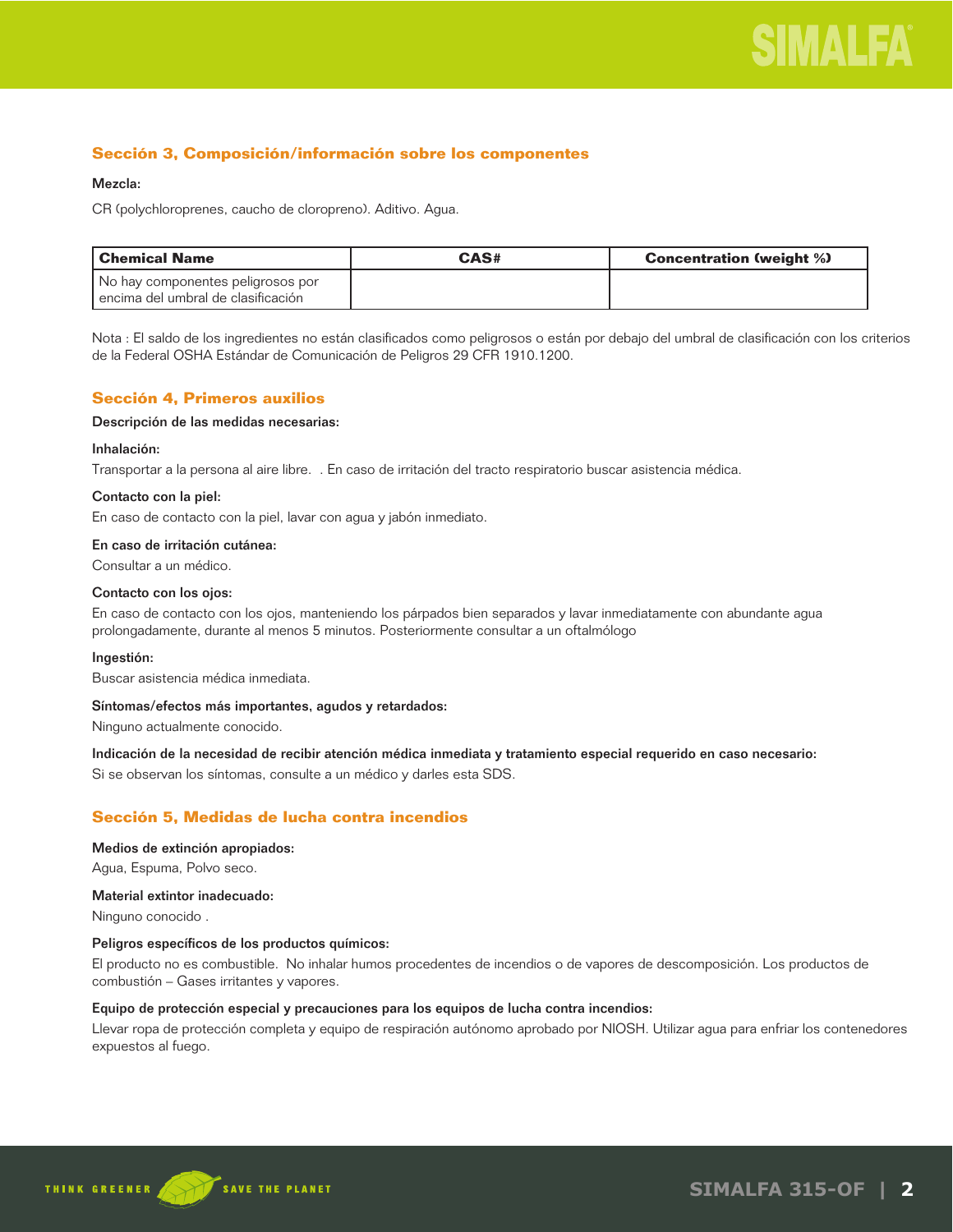## Sección 3, Composición/información sobre los componentes

**Mezcla:**

CR (polychloroprenes, caucho de cloropreno). Aditivo. Agua.

| Chemical Name | CAS# | Concentration (weight %) |
|---|---|---|
| No hay componentes peligrosos por encima del umbral de clasificación | | |

Nota : El saldo de los ingredientes no están clasificados como peligrosos o están por debajo del umbral de clasificación con los criterios de la Federal OSHA Estándar de Comunicación de Peligros 29 CFR 1910.1200.

## Sección 4, Primeros auxilios

**Descripción de las medidas necesarias:**

**Inhalación:**

Transportar a la persona al aire libre.  . En caso de irritación del tracto respiratorio buscar asistencia médica.

**Contacto con la piel:**

En caso de contacto con la piel, lavar con agua y jabón inmediato.

**En caso de irritación cutánea:**

Consultar a un médico.

**Contacto con los ojos:**

En caso de contacto con los ojos, manteniendo los párpados bien separados y lavar inmediatamente con abundante agua prolongadamente, durante al menos 5 minutos. Posteriormente consultar a un oftalmólogo

**Ingestión:**

Buscar asistencia médica inmediata.

**Síntomas/efectos más importantes, agudos y retardados:**

Ninguno actualmente conocido.

**Indicación de la necesidad de recibir atención médica inmediata y tratamiento especial requerido en caso necesario:**

Si se observan los síntomas, consulte a un médico y darles esta SDS.

## Sección 5, Medidas de lucha contra incendios

**Medios de extinción apropiados:**

Agua, Espuma, Polvo seco.

**Material extintor inadecuado:**

Ninguno conocido .

**Peligros específicos de los productos químicos:**

El producto no es combustible.  No inhalar humos procedentes de incendios o de vapores de descomposición. Los productos de combustión – Gases irritantes y vapores.

**Equipo de protección especial y precauciones para los equipos de lucha contra incendios:**

Llevar ropa de protección completa y equipo de respiración autónomo aprobado por NIOSH. Utilizar agua para enfriar los contenedores expuestos al fuego.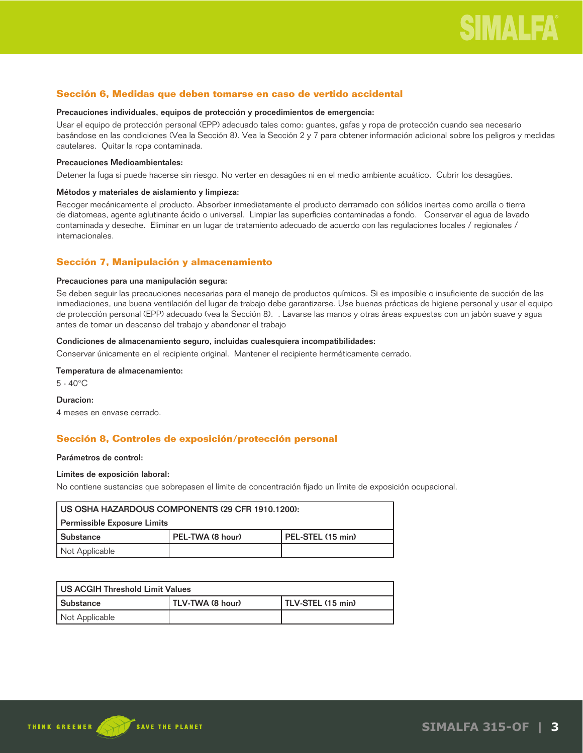## Sección 6, Medidas que deben tomarse en caso de vertido accidental

**Precauciones individuales, equipos de protección y procedimientos de emergencia:**

Usar el equipo de protección personal (EPP) adecuado tales como: guantes, gafas y ropa de protección cuando sea necesario basándose en las condiciones (Vea la Sección 8). Vea la Sección 2 y 7 para obtener información adicional sobre los peligros y medidas cautelares. Quitar la ropa contaminada.

**Precauciones Medioambientales:**

Detener la fuga si puede hacerse sin riesgo. No verter en desagües ni en el medio ambiente acuático. Cubrir los desagües.

**Métodos y materiales de aislamiento y limpieza:**

Recoger mecánicamente el producto. Absorber inmediatamente el producto derramado con sólidos inertes como arcilla o tierra de diatomeas, agente aglutinante ácido o universal. Limpiar las superficies contaminadas a fondo. Conservar el agua de lavado contaminada y deseche. Eliminar en un lugar de tratamiento adecuado de acuerdo con las regulaciones locales / regionales / internacionales.

## Sección 7, Manipulación y almacenamiento

**Precauciones para una manipulación segura:**

Se deben seguir las precauciones necesarias para el manejo de productos químicos. Si es imposible o insuficiente de succión de las inmediaciones, una buena ventilación del lugar de trabajo debe garantizarse. Use buenas prácticas de higiene personal y usar el equipo de protección personal (EPP) adecuado (vea la Sección 8). . Lavarse las manos y otras áreas expuestas con un jabón suave y agua antes de tomar un descanso del trabajo y abandonar el trabajo

**Condiciones de almacenamiento seguro, incluidas cualesquiera incompatibilidades:**

Conservar únicamente en el recipiente original. Mantener el recipiente herméticamente cerrado.

**Temperatura de almacenamiento:**

5 - 40°C

**Duracion:**

4 meses en envase cerrado.

## Sección 8, Controles de exposición/protección personal

**Parámetros de control:**

**Límites de exposición laboral:**

No contiene sustancias que sobrepasen el límite de concentración fijado un límite de exposición ocupacional.

| US OSHA HAZARDOUS COMPONENTS (29 CFR 1910.1200): Permissible Exposure Limits | | |
|---|---|---|
| Substance | PEL-TWA (8 hour) | PEL-STEL (15 min) |
| Not Applicable | | |

| US ACGIH Threshold Limit Values | | |
|---|---|---|
| Substance | TLV-TWA (8 hour) | TLV-STEL (15 min) |
| Not Applicable | | |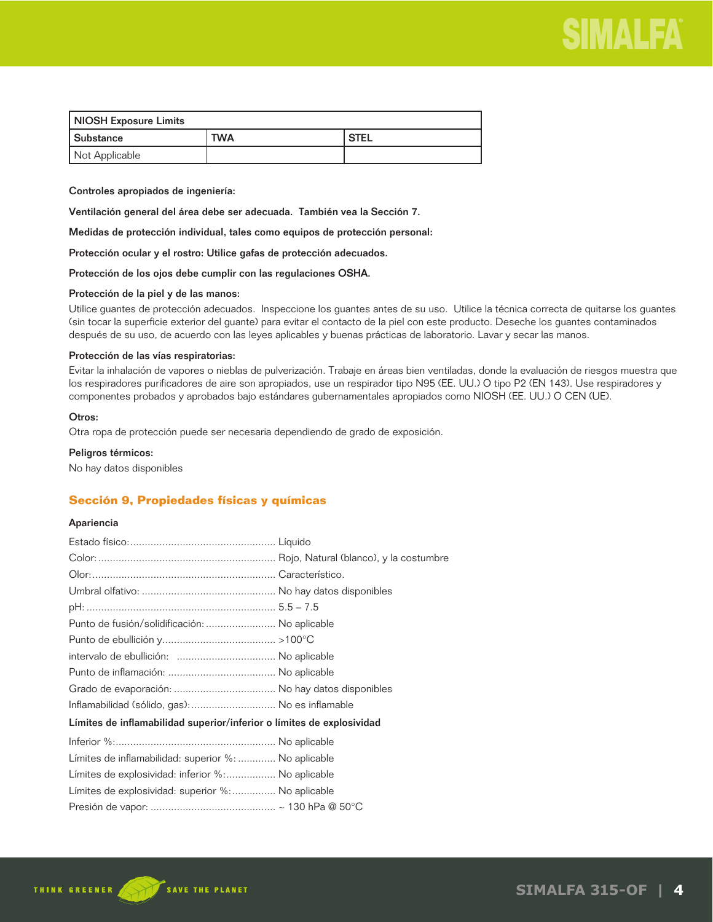| NIOSH Exposure Limits | | |
|---|---|---|
| Substance | TWA | STEL |
| Not Applicable | | |

**Controles apropiados de ingeniería:**

**Ventilación general del área debe ser adecuada. También vea la Sección 7.**

**Medidas de protección individual, tales como equipos de protección personal:**

**Protección ocular y el rostro: Utilice gafas de protección adecuados.**

**Protección de los ojos debe cumplir con las regulaciones OSHA.**

**Protección de la piel y de las manos:**

Utilice guantes de protección adecuados. Inspeccione los guantes antes de su uso. Utilice la técnica correcta de quitarse los guantes (sin tocar la superficie exterior del guante) para evitar el contacto de la piel con este producto. Deseche los guantes contaminados después de su uso, de acuerdo con las leyes aplicables y buenas prácticas de laboratorio. Lavar y secar las manos.

**Protección de las vías respiratorias:**

Evitar la inhalación de vapores o nieblas de pulverización. Trabaje en áreas bien ventiladas, donde la evaluación de riesgos muestra que los respiradores purificadores de aire son apropiados, use un respirador tipo N95 (EE. UU.) O tipo P2 (EN 143). Use respiradores y componentes probados y aprobados bajo estándares gubernamentales apropiados como NIOSH (EE. UU.) O CEN (UE).

**Otros:**

Otra ropa de protección puede ser necesaria dependiendo de grado de exposición.

**Peligros térmicos:**

No hay datos disponibles

## Sección 9, Propiedades físicas y químicas

**Apariencia**

Estado físico:................................................. Líquido

Color:............................................................ Rojo, Natural (blanco), y la costumbre

Olor:.............................................................. Característico.

Umbral olfativo: ............................................. No hay datos disponibles

pH:................................................................ 5.5 – 7.5

Punto de fusión/solidificación:........................ No aplicable

Punto de ebullición y...................................... >100°C

intervalo de ebullición: ................................. No aplicable

Punto de inflamación: .................................... No aplicable

Grado de evaporación: ................................... No hay datos disponibles

Inflamabilidad (sólido, gas):............................ No es inflamable

**Límites de inflamabilidad superior/inferior o límites de explosividad**

Inferior %:...................................................... No aplicable

Límites de inflamabilidad: superior %: ............ No aplicable

Límites de explosividad: inferior %:................. No aplicable

Límites de explosividad: superior %:............... No aplicable

Presión de vapor: ........................................... ~ 130 hPa @ 50°C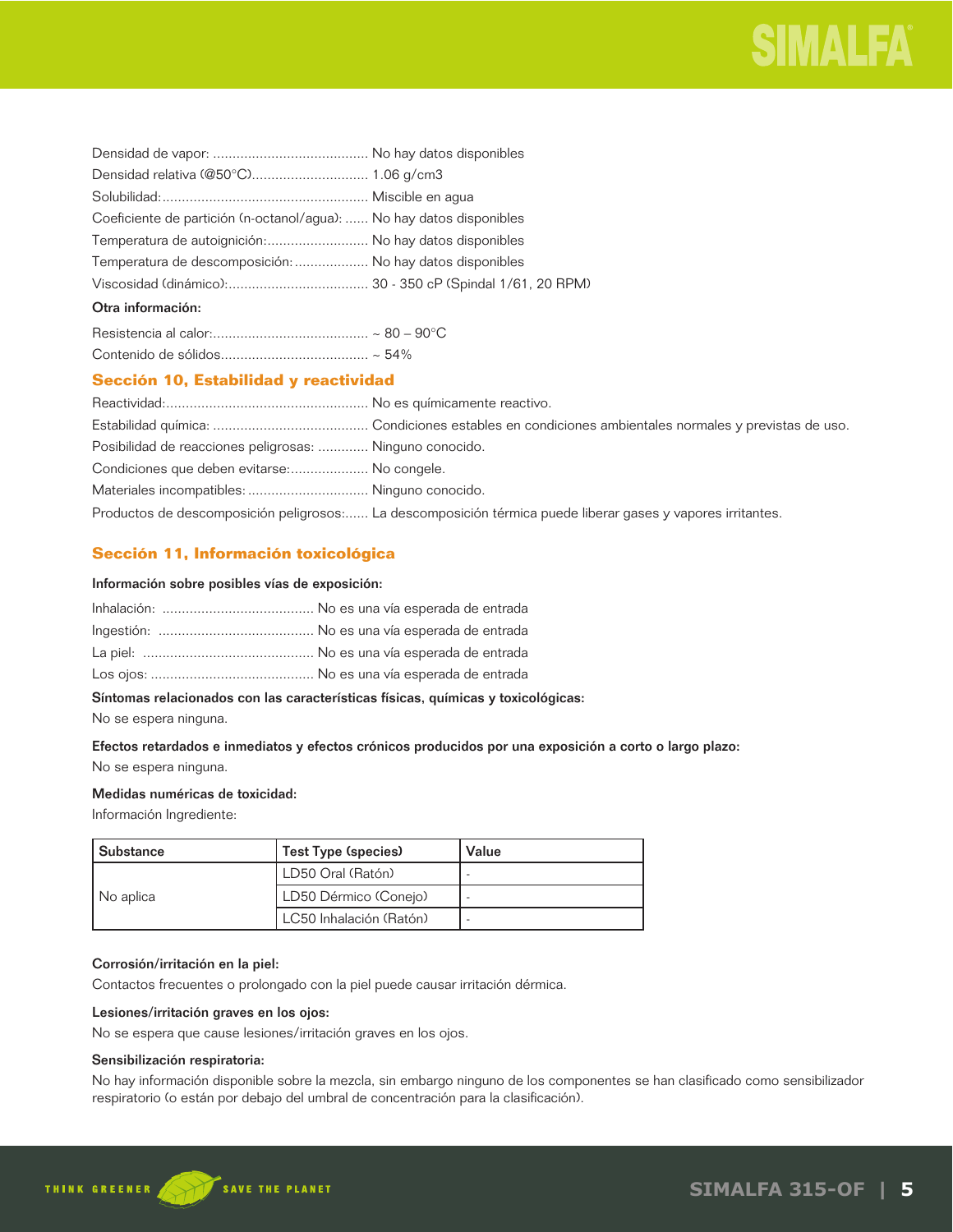Densidad de vapor: ........................................ No hay datos disponibles

Densidad relativa (@50°C).............................. 1.06 g/cm3

Solubilidad:.................................................... Miscible en agua

Coeficiente de partición (n-octanol/agua): ...... No hay datos disponibles

Temperatura de autoignición:.......................... No hay datos disponibles

Temperatura de descomposición: .................. No hay datos disponibles

Viscosidad (dinámico):.................................... 30 - 350 cP (Spindal 1/61, 20 RPM)

**Otra información:**

Resistencia al calor:........................................ ~ 80 – 90°C

Contenido de sólidos...................................... ~ 54%

## Sección 10, Estabilidad y reactividad

Reactividad:.................................................... No es químicamente reactivo.

Estabilidad química: ........................................ Condiciones estables en condiciones ambientales normales y previstas de uso.

Posibilidad de reacciones peligrosas: ............ Ninguno conocido.

Condiciones que deben evitarse:.................... No congele.

Materiales incompatibles: ............................... Ninguno conocido.

Productos de descomposición peligrosos:...... La descomposición térmica puede liberar gases y vapores irritantes.

## Sección 11, Información toxicológica

**Información sobre posibles vías de exposición:**

Inhalación: ....................................... No es una vía esperada de entrada

Ingestión: ........................................ No es una vía esperada de entrada

La piel: ............................................ No es una vía esperada de entrada

Los ojos: .......................................... No es una vía esperada de entrada

**Síntomas relacionados con las características físicas, químicas y toxicológicas:**

No se espera ninguna.

**Efectos retardados e inmediatos y efectos crónicos producidos por una exposición a corto o largo plazo:**

No se espera ninguna.

**Medidas numéricas de toxicidad:**

Información Ingrediente:

| Substance | Test Type (species) | Value |
|---|---|---|
| No aplica | LD50 Oral (Ratón) | - |
| | LD50 Dérmico (Conejo) | - |
| | LC50 Inhalación (Ratón) | - |

**Corrosión/irritación en la piel:**

Contactos frecuentes o prolongado con la piel puede causar irritación dérmica.

**Lesiones/irritación graves en los ojos:**

No se espera que cause lesiones/irritación graves en los ojos.

**Sensibilización respiratoria:**

No hay información disponible sobre la mezcla, sin embargo ninguno de los componentes se han clasificado como sensibilizador respiratorio (o están por debajo del umbral de concentración para la clasificación).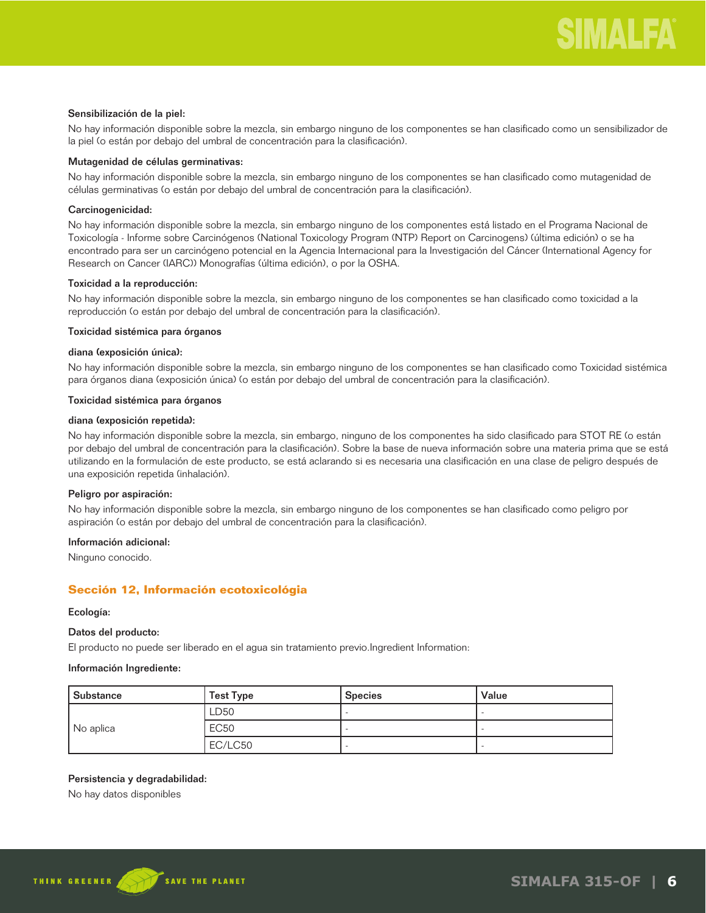**Sensibilización de la piel:**

No hay información disponible sobre la mezcla, sin embargo ninguno de los componentes se han clasificado como un sensibilizador de la piel (o están por debajo del umbral de concentración para la clasificación).

**Mutagenidad de células germinativas:**

No hay información disponible sobre la mezcla, sin embargo ninguno de los componentes se han clasificado como mutagenidad de células germinativas (o están por debajo del umbral de concentración para la clasificación).

**Carcinogenicidad:**

No hay información disponible sobre la mezcla, sin embargo ninguno de los componentes está listado en el Programa Nacional de Toxicología - Informe sobre Carcinógenos (National Toxicology Program (NTP) Report on Carcinogens) (última edición) o se ha encontrado para ser un carcinógeno potencial en la Agencia Internacional para la Investigación del Cáncer (International Agency for Research on Cancer (IARC)) Monografías (última edición), o por la OSHA.

**Toxicidad a la reproducción:**

No hay información disponible sobre la mezcla, sin embargo ninguno de los componentes se han clasificado como toxicidad a la reproducción (o están por debajo del umbral de concentración para la clasificación).

**Toxicidad sistémica para órganos**

**diana (exposición única):**

No hay información disponible sobre la mezcla, sin embargo ninguno de los componentes se han clasificado como Toxicidad sistémica para órganos diana (exposición única) (o están por debajo del umbral de concentración para la clasificación).

**Toxicidad sistémica para órganos**

**diana (exposición repetida):**

No hay información disponible sobre la mezcla, sin embargo, ninguno de los componentes ha sido clasificado para STOT RE (o están por debajo del umbral de concentración para la clasificación). Sobre la base de nueva información sobre una materia prima que se está utilizando en la formulación de este producto, se está aclarando si es necesaria una clasificación en una clase de peligro después de una exposición repetida (inhalación).

**Peligro por aspiración:**

No hay información disponible sobre la mezcla, sin embargo ninguno de los componentes se han clasificado como peligro por aspiración (o están por debajo del umbral de concentración para la clasificación).

**Información adicional:**

Ninguno conocido.

## Sección 12, Información ecotoxicológia

**Ecología:**

**Datos del producto:**

El producto no puede ser liberado en el agua sin tratamiento previo.Ingredient Information:

**Información Ingrediente:**

| Substance | Test Type | Species | Value |
|---|---|---|---|
| No aplica | LD50 | - | - |
| | EC50 | - | - |
| | EC/LC50 | - | - |

**Persistencia y degradabilidad:**

No hay datos disponibles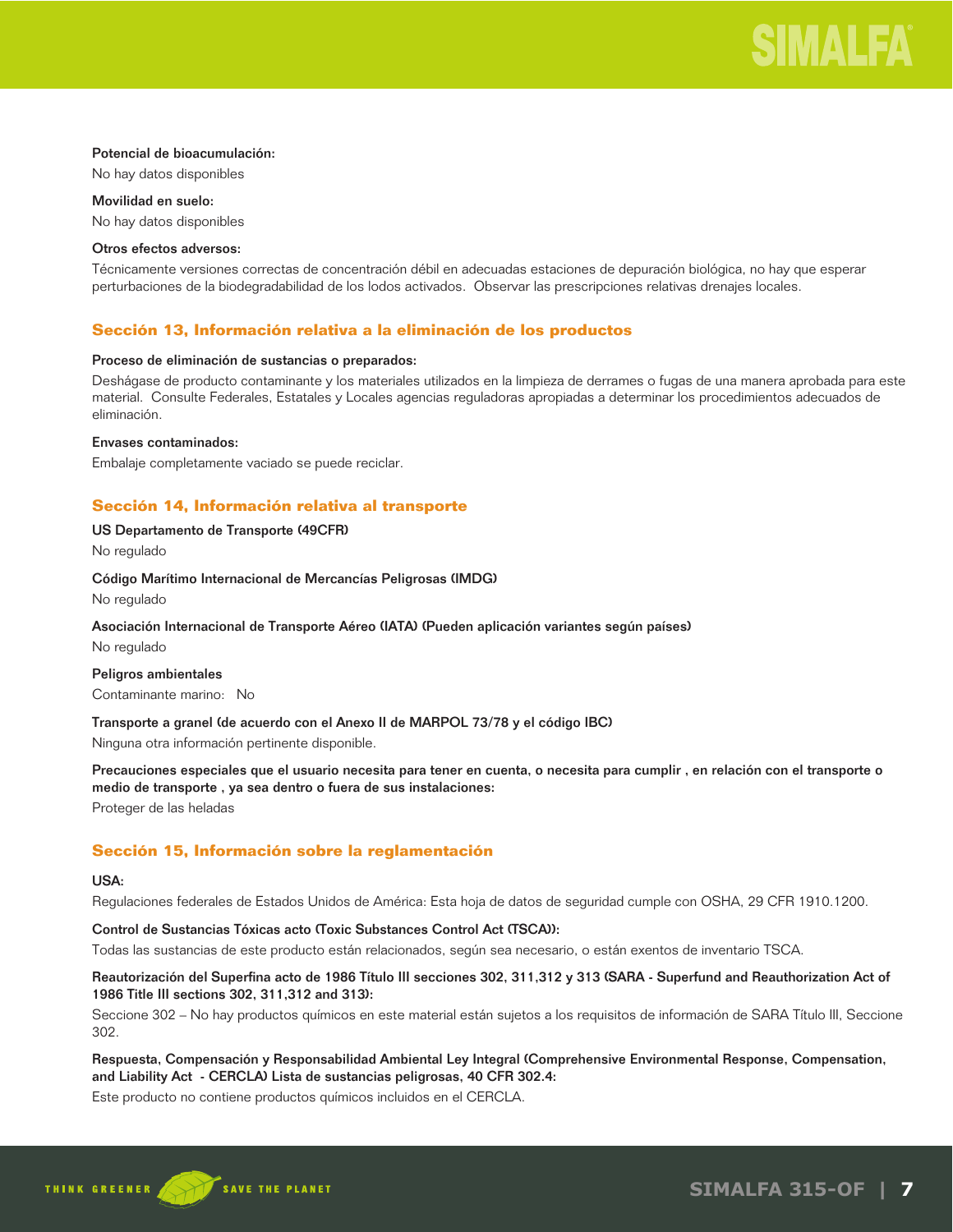**Potencial de bioacumulación:**

No hay datos disponibles

**Movilidad en suelo:**

No hay datos disponibles

**Otros efectos adversos:**

Técnicamente versiones correctas de concentración débil en adecuadas estaciones de depuración biológica, no hay que esperar perturbaciones de la biodegradabilidad de los lodos activados. Observar las prescripciones relativas drenajes locales.

## Sección 13, Información relativa a la eliminación de los productos

**Proceso de eliminación de sustancias o preparados:**

Deshágase de producto contaminante y los materiales utilizados en la limpieza de derrames o fugas de una manera aprobada para este material. Consulte Federales, Estatales y Locales agencias reguladoras apropiadas a determinar los procedimientos adecuados de eliminación.

**Envases contaminados:**

Embalaje completamente vaciado se puede reciclar.

## Sección 14, Información relativa al transporte

**US Departamento de Transporte (49CFR)**

No regulado

**Código Marítimo Internacional de Mercancías Peligrosas (IMDG)**

No regulado

**Asociación Internacional de Transporte Aéreo (IATA) (Pueden aplicación variantes según países)**

No regulado

**Peligros ambientales**

Contaminante marino: No

**Transporte a granel (de acuerdo con el Anexo II de MARPOL 73/78 y el código IBC)**

Ninguna otra información pertinente disponible.

**Precauciones especiales que el usuario necesita para tener en cuenta, o necesita para cumplir , en relación con el transporte o medio de transporte , ya sea dentro o fuera de sus instalaciones:**

Proteger de las heladas

## Sección 15, Información sobre la reglamentación

**USA:**

Regulaciones federales de Estados Unidos de América: Esta hoja de datos de seguridad cumple con OSHA, 29 CFR 1910.1200.

**Control de Sustancias Tóxicas acto (Toxic Substances Control Act (TSCA)):**

Todas las sustancias de este producto están relacionados, según sea necesario, o están exentos de inventario TSCA.

**Reautorización del Superfina acto de 1986 Título III secciones 302, 311,312 y 313 (SARA - Superfund and Reauthorization Act of 1986 Title III sections 302, 311,312 and 313):**

Seccione 302 – No hay productos químicos en este material están sujetos a los requisitos de información de SARA Título III, Seccione 302.

**Respuesta, Compensación y Responsabilidad Ambiental Ley Integral (Comprehensive Environmental Response, Compensation, and Liability Act - CERCLA) Lista de sustancias peligrosas, 40 CFR 302.4:**

Este producto no contiene productos químicos incluidos en el CERCLA.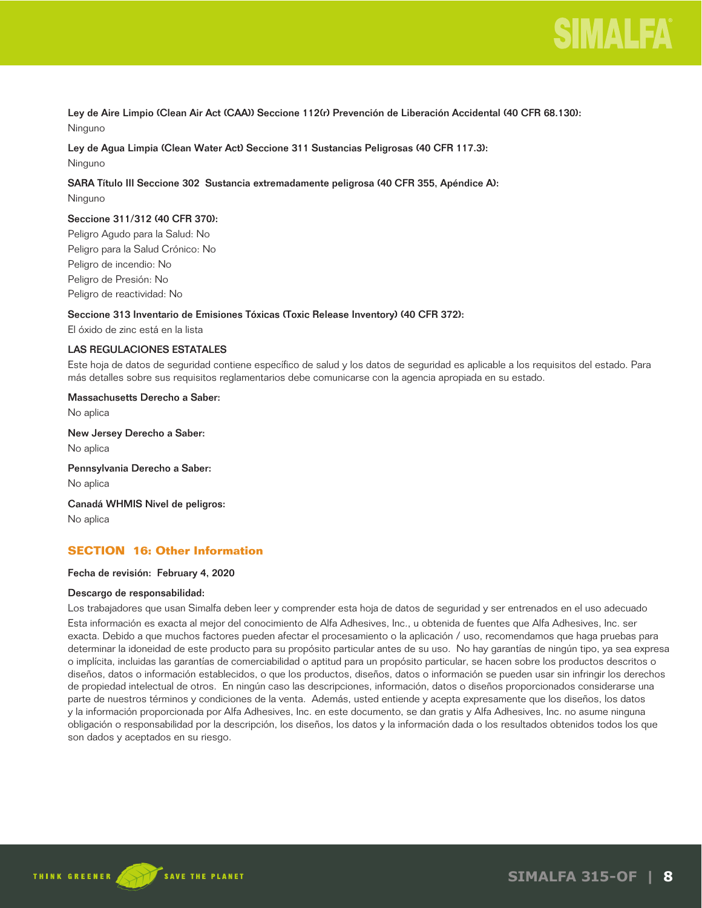**Ley de Aire Limpio (Clean Air Act (CAA)) Seccione 112(r) Prevención de Liberación Accidental (40 CFR 68.130):**

Ninguno

**Ley de Agua Limpia (Clean Water Act) Seccione 311 Sustancias Peligrosas (40 CFR 117.3):**

Ninguno

**SARA Título III Seccione 302 Sustancia extremadamente peligrosa (40 CFR 355, Apéndice A):**

Ninguno

**Seccione 311/312 (40 CFR 370):**

Peligro Agudo para la Salud: No
Peligro para la Salud Crónico: No
Peligro de incendio: No
Peligro de Presión: No
Peligro de reactividad: No

**Seccione 313 Inventario de Emisiones Tóxicas (Toxic Release Inventory) (40 CFR 372):**

El óxido de zinc está en la lista

**LAS REGULACIONES ESTATALES**

Este hoja de datos de seguridad contiene específico de salud y los datos de seguridad es aplicable a los requisitos del estado. Para más detalles sobre sus requisitos reglamentarios debe comunicarse con la agencia apropiada en su estado.

**Massachusetts Derecho a Saber:**

No aplica

**New Jersey Derecho a Saber:**

No aplica

**Pennsylvania Derecho a Saber:**

No aplica

**Canadá WHMIS Nivel de peligros:**

No aplica

## SECTION 16: Other Information

**Fecha de revisión: February 4, 2020**

**Descargo de responsabilidad:**

Los trabajadores que usan Simalfa deben leer y comprender esta hoja de datos de seguridad y ser entrenados en el uso adecuado
Esta información es exacta al mejor del conocimiento de Alfa Adhesives, Inc., u obtenida de fuentes que Alfa Adhesives, Inc. ser exacta. Debido a que muchos factores pueden afectar el procesamiento o la aplicación / uso, recomendamos que haga pruebas para determinar la idoneidad de este producto para su propósito particular antes de su uso. No hay garantías de ningún tipo, ya sea expresa o implícita, incluidas las garantías de comerciabilidad o aptitud para un propósito particular, se hacen sobre los productos descritos o diseños, datos o información establecidos, o que los productos, diseños, datos o información se pueden usar sin infringir los derechos de propiedad intelectual de otros. En ningún caso las descripciones, información, datos o diseños proporcionados considerarse una parte de nuestros términos y condiciones de la venta. Además, usted entiende y acepta expresamente que los diseños, los datos y la información proporcionada por Alfa Adhesives, Inc. en este documento, se dan gratis y Alfa Adhesives, Inc. no asume ninguna obligación o responsabilidad por la descripción, los diseños, los datos y la información dada o los resultados obtenidos todos los que son dados y aceptados en su riesgo.